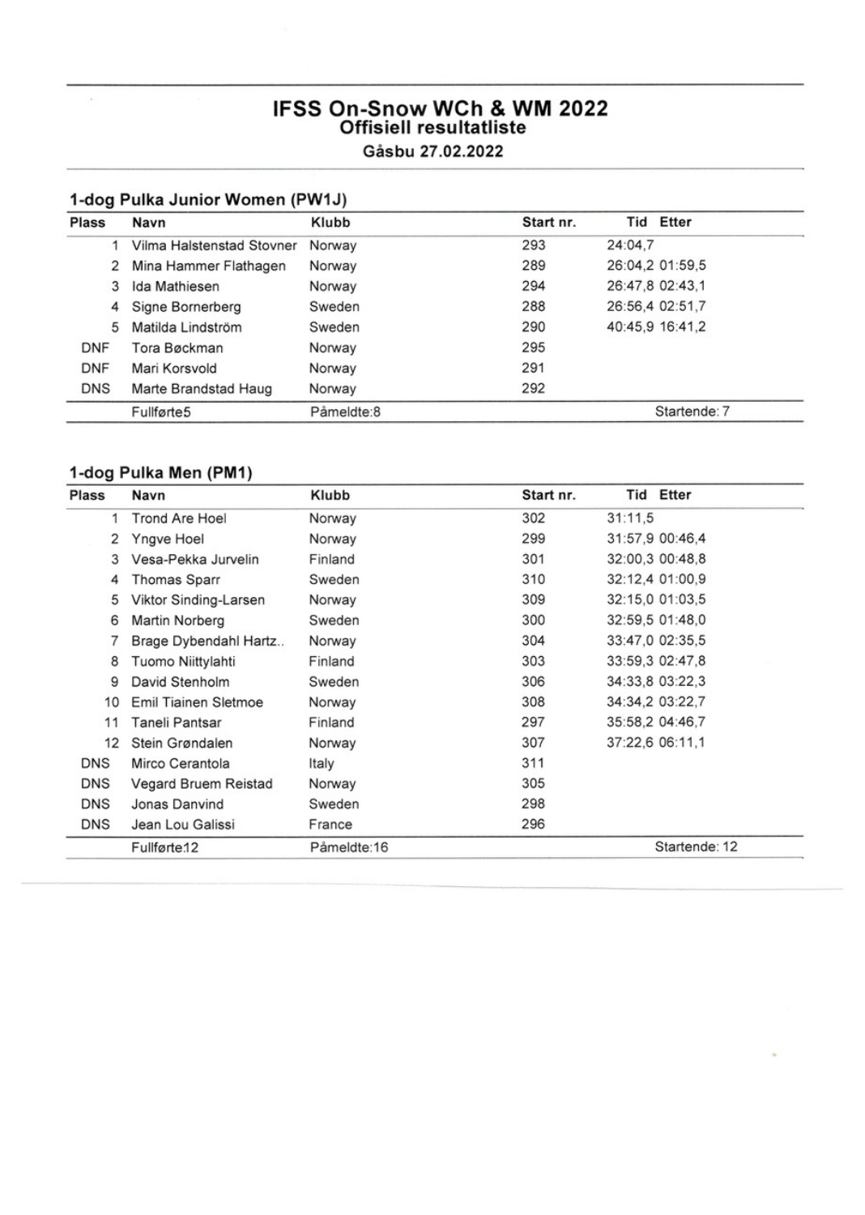# IFSS On-Snow WCh & WM 2022

## Offisiell resultatliste

**Gåsbu 27.02.2022**

### 1-dog Pulka Junior Women (PW1J)

| Plass | Navn | Klubb | Start nr. | Tid | Etter |
|---|---|---|---|---|---|
| 1 | Vilma Halstenstad Stovner | Norway | 293 | 24:04,7 | |
| 2 | Mina Hammer Flathagen | Norway | 289 | 26:04,2 | 01:59,5 |
| 3 | Ida Mathiesen | Norway | 294 | 26:47,8 | 02:43,1 |
| 4 | Signe Bornerberg | Sweden | 288 | 26:56,4 | 02:51,7 |
| 5 | Matilda Lindström | Sweden | 290 | 40:45,9 | 16:41,2 |
| DNF | Tora Bøckman | Norway | 295 | | |
| DNF | Mari Korsvold | Norway | 291 | | |
| DNS | Marte Brandstad Haug | Norway | 292 | | |
| | Fullførte5 | Påmeldte:8 | | Startende: 7 | |

### 1-dog Pulka Men (PM1)

| Plass | Navn | Klubb | Start nr. | Tid | Etter |
|---|---|---|---|---|---|
| 1 | Trond Are Hoel | Norway | 302 | 31:11,5 | |
| 2 | Yngve Hoel | Norway | 299 | 31:57,9 | 00:46,4 |
| 3 | Vesa-Pekka Jurvelin | Finland | 301 | 32:00,3 | 00:48,8 |
| 4 | Thomas Sparr | Sweden | 310 | 32:12,4 | 01:00,9 |
| 5 | Viktor Sinding-Larsen | Norway | 309 | 32:15,0 | 01:03,5 |
| 6 | Martin Norberg | Sweden | 300 | 32:59,5 | 01:48,0 |
| 7 | Brage Dybendahl Hartz.. | Norway | 304 | 33:47,0 | 02:35,5 |
| 8 | Tuomo Niittylahti | Finland | 303 | 33:59,3 | 02:47,8 |
| 9 | David Stenholm | Sweden | 306 | 34:33,8 | 03:22,3 |
| 10 | Emil Tiainen Sletmoe | Norway | 308 | 34:34,2 | 03:22,7 |
| 11 | Taneli Pantsar | Finland | 297 | 35:58,2 | 04:46,7 |
| 12 | Stein Grøndalen | Norway | 307 | 37:22,6 | 06:11,1 |
| DNS | Mirco Cerantola | Italy | 311 | | |
| DNS | Vegard Bruem Reistad | Norway | 305 | | |
| DNS | Jonas Danvind | Sweden | 298 | | |
| DNS | Jean Lou Galissi | France | 296 | | |
| | Fullførte12 | Påmeldte:16 | | Startende: 12 | |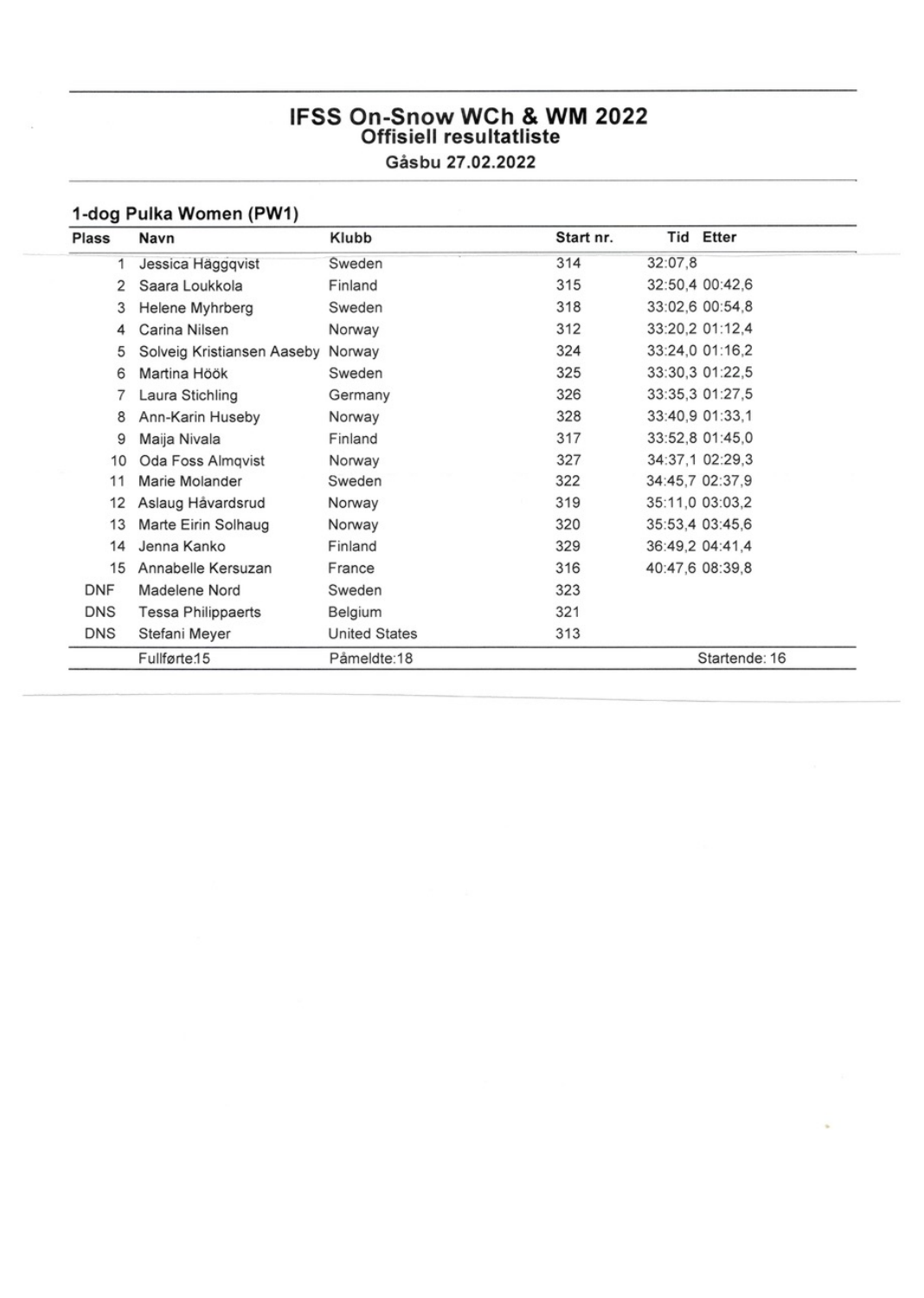# IFSS On-Snow WCh & WM 2022

## Offisiell resultatliste

Gåsbu 27.02.2022

### 1-dog Pulka Women (PW1)

| Plass | Navn | Klubb | Start nr. | Tid | Etter |
|---|---|---|---|---|---|
| 1 | Jessica Häggqvist | Sweden | 314 | 32:07,8 | |
| 2 | Saara Loukkola | Finland | 315 | 32:50,4 | 00:42,6 |
| 3 | Helene Myhrberg | Sweden | 318 | 33:02,6 | 00:54,8 |
| 4 | Carina Nilsen | Norway | 312 | 33:20,2 | 01:12,4 |
| 5 | Solveig Kristiansen Aaseby | Norway | 324 | 33:24,0 | 01:16,2 |
| 6 | Martina Höök | Sweden | 325 | 33:30,3 | 01:22,5 |
| 7 | Laura Stichling | Germany | 326 | 33:35,3 | 01:27,5 |
| 8 | Ann-Karin Huseby | Norway | 328 | 33:40,9 | 01:33,1 |
| 9 | Maija Nivala | Finland | 317 | 33:52,8 | 01:45,0 |
| 10 | Oda Foss Almqvist | Norway | 327 | 34:37,1 | 02:29,3 |
| 11 | Marie Molander | Sweden | 322 | 34:45,7 | 02:37,9 |
| 12 | Aslaug Håvardsrud | Norway | 319 | 35:11,0 | 03:03,2 |
| 13 | Marte Eirin Solhaug | Norway | 320 | 35:53,4 | 03:45,6 |
| 14 | Jenna Kanko | Finland | 329 | 36:49,2 | 04:41,4 |
| 15 | Annabelle Kersuzan | France | 316 | 40:47,6 | 08:39,8 |
| DNF | Madelene Nord | Sweden | 323 | | |
| DNS | Tessa Philippaerts | Belgium | 321 | | |
| DNS | Stefani Meyer | United States | 313 | | |
| | Fullførte15 | Påmeldte:18 | | Startende: 16 | |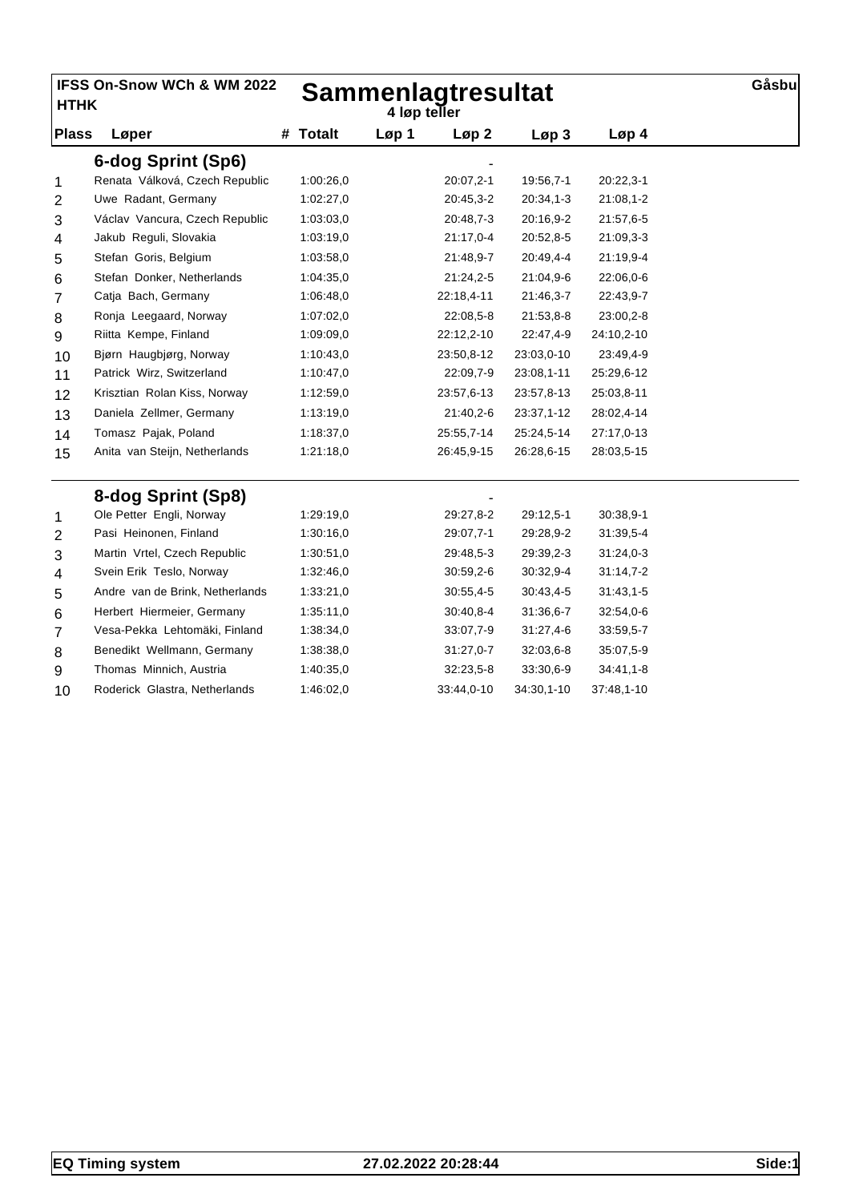**IFSS On-Snow WCh & WM 2022**
**HTHK**

# Sammenlagtresultat

**4 løp teller**

Gåsbu

| Plass | Løper | # | Totalt | Løp 1 | Løp 2 | Løp 3 | Løp 4 |
|---|---|---|---|---|---|---|---|
| | **6-dog Sprint (Sp6)** | | | | - | | |
| 1 | Renata Válková, Czech Republic | | 1:00:26,0 | | 20:07,2-1 | 19:56,7-1 | 20:22,3-1 |
| 2 | Uwe Radant, Germany | | 1:02:27,0 | | 20:45,3-2 | 20:34,1-3 | 21:08,1-2 |
| 3 | Václav Vancura, Czech Republic | | 1:03:03,0 | | 20:48,7-3 | 20:16,9-2 | 21:57,6-5 |
| 4 | Jakub Reguli, Slovakia | | 1:03:19,0 | | 21:17,0-4 | 20:52,8-5 | 21:09,3-3 |
| 5 | Stefan Goris, Belgium | | 1:03:58,0 | | 21:48,9-7 | 20:49,4-4 | 21:19,9-4 |
| 6 | Stefan Donker, Netherlands | | 1:04:35,0 | | 21:24,2-5 | 21:04,9-6 | 22:06,0-6 |
| 7 | Catja Bach, Germany | | 1:06:48,0 | | 22:18,4-11 | 21:46,3-7 | 22:43,9-7 |
| 8 | Ronja Leegaard, Norway | | 1:07:02,0 | | 22:08,5-8 | 21:53,8-8 | 23:00,2-8 |
| 9 | Riitta Kempe, Finland | | 1:09:09,0 | | 22:12,2-10 | 22:47,4-9 | 24:10,2-10 |
| 10 | Bjørn Haugbjørg, Norway | | 1:10:43,0 | | 23:50,8-12 | 23:03,0-10 | 23:49,4-9 |
| 11 | Patrick Wirz, Switzerland | | 1:10:47,0 | | 22:09,7-9 | 23:08,1-11 | 25:29,6-12 |
| 12 | Krisztian Rolan Kiss, Norway | | 1:12:59,0 | | 23:57,6-13 | 23:57,8-13 | 25:03,8-11 |
| 13 | Daniela Zellmer, Germany | | 1:13:19,0 | | 21:40,2-6 | 23:37,1-12 | 28:02,4-14 |
| 14 | Tomasz Pajak, Poland | | 1:18:37,0 | | 25:55,7-14 | 25:24,5-14 | 27:17,0-13 |
| 15 | Anita van Steijn, Netherlands | | 1:21:18,0 | | 26:45,9-15 | 26:28,6-15 | 28:03,5-15 |
| | **8-dog Sprint (Sp8)** | | | | - | | |
| 1 | Ole Petter Engli, Norway | | 1:29:19,0 | | 29:27,8-2 | 29:12,5-1 | 30:38,9-1 |
| 2 | Pasi Heinonen, Finland | | 1:30:16,0 | | 29:07,7-1 | 29:28,9-2 | 31:39,5-4 |
| 3 | Martin Vrtel, Czech Republic | | 1:30:51,0 | | 29:48,5-3 | 29:39,2-3 | 31:24,0-3 |
| 4 | Svein Erik Teslo, Norway | | 1:32:46,0 | | 30:59,2-6 | 30:32,9-4 | 31:14,7-2 |
| 5 | Andre van de Brink, Netherlands | | 1:33:21,0 | | 30:55,4-5 | 30:43,4-5 | 31:43,1-5 |
| 6 | Herbert Hiermeier, Germany | | 1:35:11,0 | | 30:40,8-4 | 31:36,6-7 | 32:54,0-6 |
| 7 | Vesa-Pekka Lehtomäki, Finland | | 1:38:34,0 | | 33:07,7-9 | 31:27,4-6 | 33:59,5-7 |
| 8 | Benedikt Wellmann, Germany | | 1:38:38,0 | | 31:27,0-7 | 32:03,6-8 | 35:07,5-9 |
| 9 | Thomas Minnich, Austria | | 1:40:35,0 | | 32:23,5-8 | 33:30,6-9 | 34:41,1-8 |
| 10 | Roderick Glastra, Netherlands | | 1:46:02,0 | | 33:44,0-10 | 34:30,1-10 | 37:48,1-10 |

**EQ Timing system** **27.02.2022 20:28:44**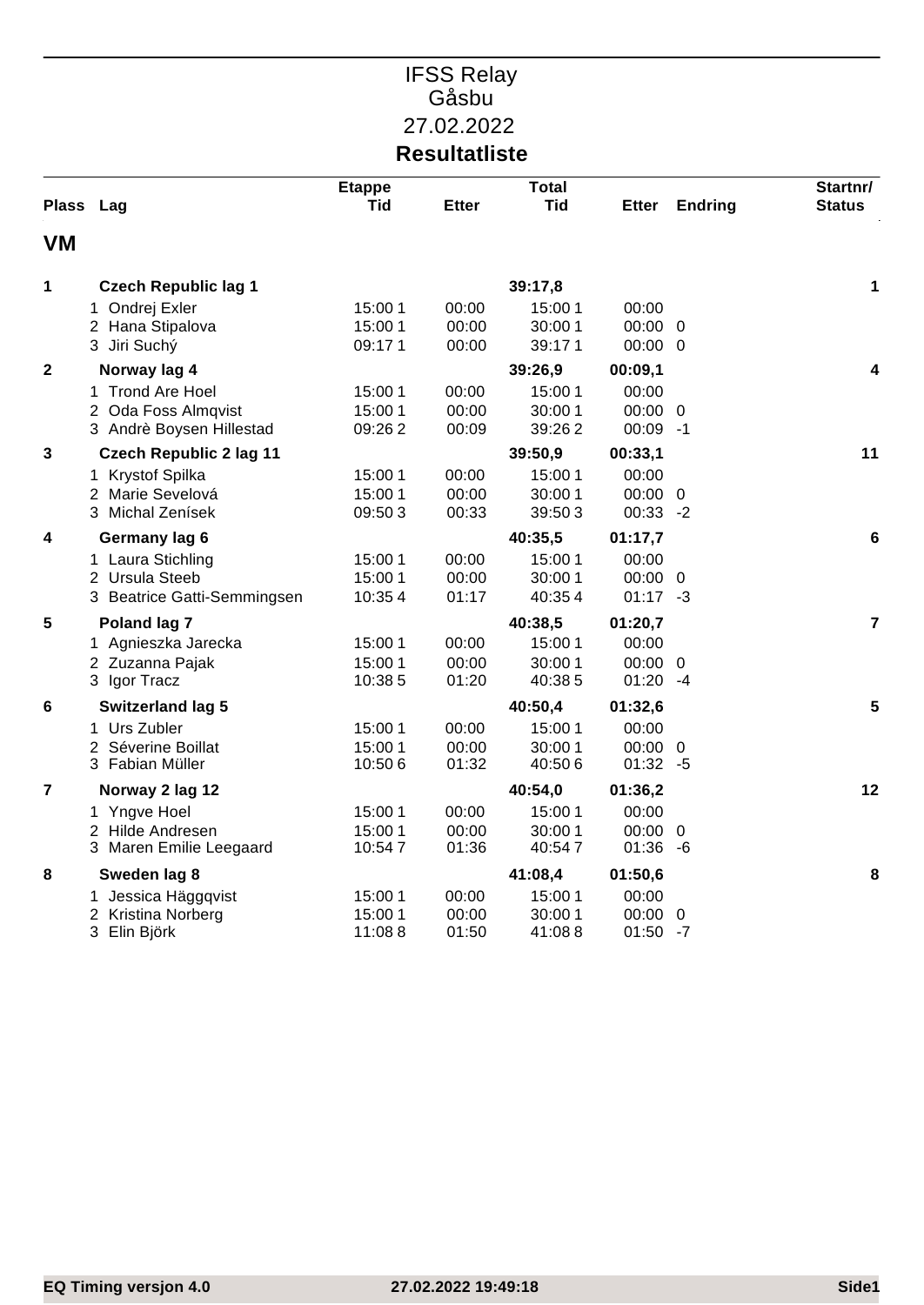# IFSS Relay
## Gåsbu
27.02.2022
## Resultatliste

| Plass | Lag | Etappe Tid | Etter | Total Tid | Etter | Endring | Startnr/ Status |
|---|---|---|---|---|---|---|---|

### VM

| Plass | Lag | Etappe Tid | Etter | Total Tid | Etter | Endring | Startnr/ Status |
|---|---|---|---|---|---|---|---|
| **1** | **Czech Republic lag 1** | | | **39:17,8** | | | **1** |
| | 1 Ondrej Exler | 15:00 1 | 00:00 | 15:00 1 | 00:00 | | |
| | 2 Hana Stipalova | 15:00 1 | 00:00 | 30:00 1 | 00:00 | 0 | |
| | 3 Jiri Suchý | 09:17 1 | 00:00 | 39:17 1 | 00:00 | 0 | |
| **2** | **Norway lag 4** | | | **39:26,9** | **00:09,1** | | **4** |
| | 1 Trond Are Hoel | 15:00 1 | 00:00 | 15:00 1 | 00:00 | | |
| | 2 Oda Foss Almqvist | 15:00 1 | 00:00 | 30:00 1 | 00:00 | 0 | |
| | 3 Andrè Boysen Hillestad | 09:26 2 | 00:09 | 39:26 2 | 00:09 | -1 | |
| **3** | **Czech Republic 2 lag 11** | | | **39:50,9** | **00:33,1** | | **11** |
| | 1 Krystof Spilka | 15:00 1 | 00:00 | 15:00 1 | 00:00 | | |
| | 2 Marie Sevelová | 15:00 1 | 00:00 | 30:00 1 | 00:00 | 0 | |
| | 3 Michal Zenísek | 09:50 3 | 00:33 | 39:50 3 | 00:33 | -2 | |
| **4** | **Germany lag 6** | | | **40:35,5** | **01:17,7** | | **6** |
| | 1 Laura Stichling | 15:00 1 | 00:00 | 15:00 1 | 00:00 | | |
| | 2 Ursula Steeb | 15:00 1 | 00:00 | 30:00 1 | 00:00 | 0 | |
| | 3 Beatrice Gatti-Semmingsen | 10:35 4 | 01:17 | 40:35 4 | 01:17 | -3 | |
| **5** | **Poland lag 7** | | | **40:38,5** | **01:20,7** | | **7** |
| | 1 Agnieszka Jarecka | 15:00 1 | 00:00 | 15:00 1 | 00:00 | | |
| | 2 Zuzanna Pajak | 15:00 1 | 00:00 | 30:00 1 | 00:00 | 0 | |
| | 3 Igor Tracz | 10:38 5 | 01:20 | 40:38 5 | 01:20 | -4 | |
| **6** | **Switzerland lag 5** | | | **40:50,4** | **01:32,6** | | **5** |
| | 1 Urs Zubler | 15:00 1 | 00:00 | 15:00 1 | 00:00 | | |
| | 2 Séverine Boillat | 15:00 1 | 00:00 | 30:00 1 | 00:00 | 0 | |
| | 3 Fabian Müller | 10:50 6 | 01:32 | 40:50 6 | 01:32 | -5 | |
| **7** | **Norway 2 lag 12** | | | **40:54,0** | **01:36,2** | | **12** |
| | 1 Yngve Hoel | 15:00 1 | 00:00 | 15:00 1 | 00:00 | | |
| | 2 Hilde Andresen | 15:00 1 | 00:00 | 30:00 1 | 00:00 | 0 | |
| | 3 Maren Emilie Leegaard | 10:54 7 | 01:36 | 40:54 7 | 01:36 | -6 | |
| **8** | **Sweden lag 8** | | | **41:08,4** | **01:50,6** | | **8** |
| | 1 Jessica Häggqvist | 15:00 1 | 00:00 | 15:00 1 | 00:00 | | |
| | 2 Kristina Norberg | 15:00 1 | 00:00 | 30:00 1 | 00:00 | 0 | |
| | 3 Elin Björk | 11:08 8 | 01:50 | 41:08 8 | 01:50 | -7 | |

EQ Timing versjon 4.0 27.02.2022 19:49:18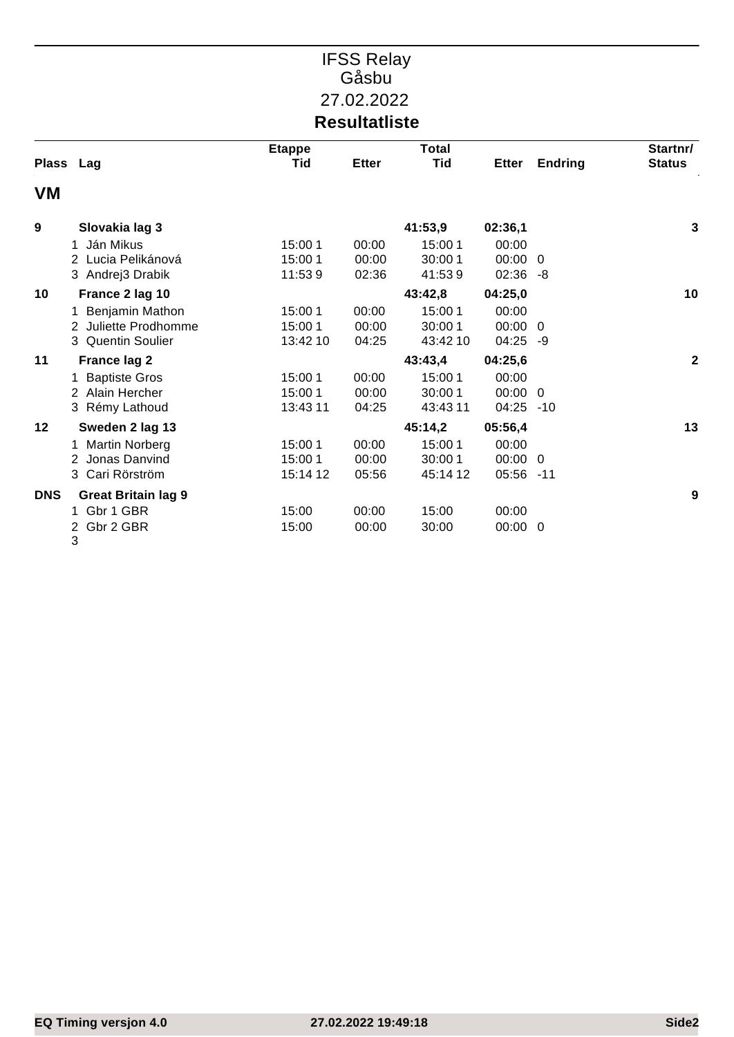# IFSS Relay
## Gåsbu
27.02.2022

**Resultatliste**

| Plass | Lag | Etappe Tid | Etter | Total Tid | Etter | Endring | Startnr/ Status |
|---|---|---|---|---|---|---|---|
| **VM** | | | | | | | |
| **9** | **Slovakia lag 3** | | | **41:53,9** | **02:36,1** | | **3** |
| | 1 Ján Mikus | 15:00 1 | 00:00 | 15:00 1 | 00:00 | | |
| | 2 Lucia Pelikánová | 15:00 1 | 00:00 | 30:00 1 | 00:00 | 0 | |
| | 3 Andrej3 Drabik | 11:53 9 | 02:36 | 41:53 9 | 02:36 | -8 | |
| **10** | **France 2 lag 10** | | | **43:42,8** | **04:25,0** | | **10** |
| | 1 Benjamin Mathon | 15:00 1 | 00:00 | 15:00 1 | 00:00 | | |
| | 2 Juliette Prodhomme | 15:00 1 | 00:00 | 30:00 1 | 00:00 | 0 | |
| | 3 Quentin Soulier | 13:42 10 | 04:25 | 43:42 10 | 04:25 | -9 | |
| **11** | **France lag 2** | | | **43:43,4** | **04:25,6** | | **2** |
| | 1 Baptiste Gros | 15:00 1 | 00:00 | 15:00 1 | 00:00 | | |
| | 2 Alain Hercher | 15:00 1 | 00:00 | 30:00 1 | 00:00 | 0 | |
| | 3 Rémy Lathoud | 13:43 11 | 04:25 | 43:43 11 | 04:25 | -10 | |
| **12** | **Sweden 2 lag 13** | | | **45:14,2** | **05:56,4** | | **13** |
| | 1 Martin Norberg | 15:00 1 | 00:00 | 15:00 1 | 00:00 | | |
| | 2 Jonas Danvind | 15:00 1 | 00:00 | 30:00 1 | 00:00 | 0 | |
| | 3 Cari Rörström | 15:14 12 | 05:56 | 45:14 12 | 05:56 | -11 | |
| **DNS** | **Great Britain lag 9** | | | | | | **9** |
| | 1 Gbr 1 GBR | 15:00 | 00:00 | 15:00 | 00:00 | | |
| | 2 Gbr 2 GBR | 15:00 | 00:00 | 30:00 | 00:00 | 0 | |
| | 3 | | | | | | |

EQ Timing versjon 4.0 27.02.2022 19:49:18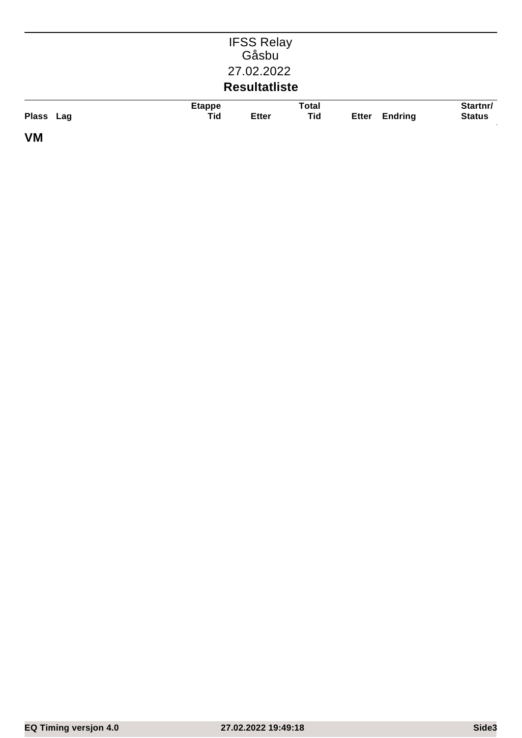# IFSS Relay
Gåsbu

27.02.2022

**Resultatliste**

| Plass | Lag | Etappe Tid | Etter | Total Tid | Etter | Endring | Startnr/ Status |
|---|---|---|---|---|---|---|---|

## VM

EQ Timing versjon 4.0 | 27.02.2022 19:49:18